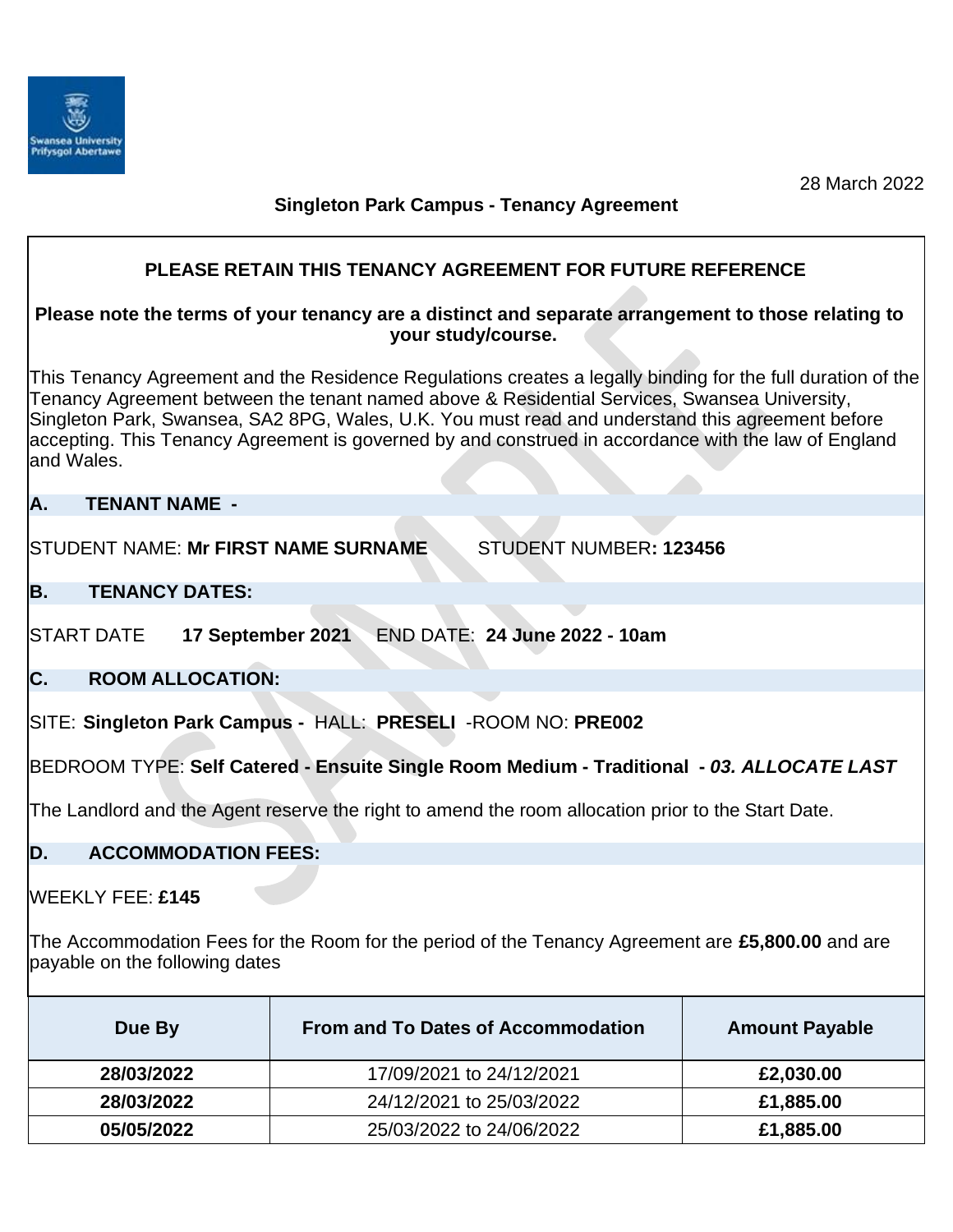28 March 2022

## Singleton Park Campus - Tenancy Agreement

**PLEASE RETAIN THIS TENANCY AGREEMENT FOR FUTURE REFERENCE**

**Please note the terms of your tenancy are a distinct and separate arrangement to those relating to your study/course.**

This Tenancy Agreement and the Residence Regulations creates a legally binding for the full duration of the Tenancy Agreement between the tenant named above & Residential Services, Swansea University, Singleton Park, Swansea, SA2 8PG, Wales, U.K. You must read and understand this agreement before accepting. This Tenancy Agreement is governed by and construed in accordance with the law of England and Wales.

### A. TENANT NAME -

STUDENT NAME: **Mr FIRST NAME SURNAME** STUDENT NUMBER**: 123456**

### B. TENANCY DATES:

START DATE **17 September 2021** END DATE: **24 June 2022 - 10am**

### C. ROOM ALLOCATION:

SITE: **Singleton Park Campus -** HALL: **PRESELI** -ROOM NO: **PRE002**

BEDROOM TYPE: **Self Catered - Ensuite Single Room Medium - Traditional -** ***03. ALLOCATE LAST***

The Landlord and the Agent reserve the right to amend the room allocation prior to the Start Date.

### D. ACCOMMODATION FEES:

WEEKLY FEE: **£145**

The Accommodation Fees for the Room for the period of the Tenancy Agreement are **£5,800.00** and are payable on the following dates

| Due By | From and To Dates of Accommodation | Amount Payable |
|---|---|---|
| **28/03/2022** | 17/09/2021 to 24/12/2021 | **£2,030.00** |
| **28/03/2022** | 24/12/2021 to 25/03/2022 | **£1,885.00** |
| **05/05/2022** | 25/03/2022 to 24/06/2022 | **£1,885.00** |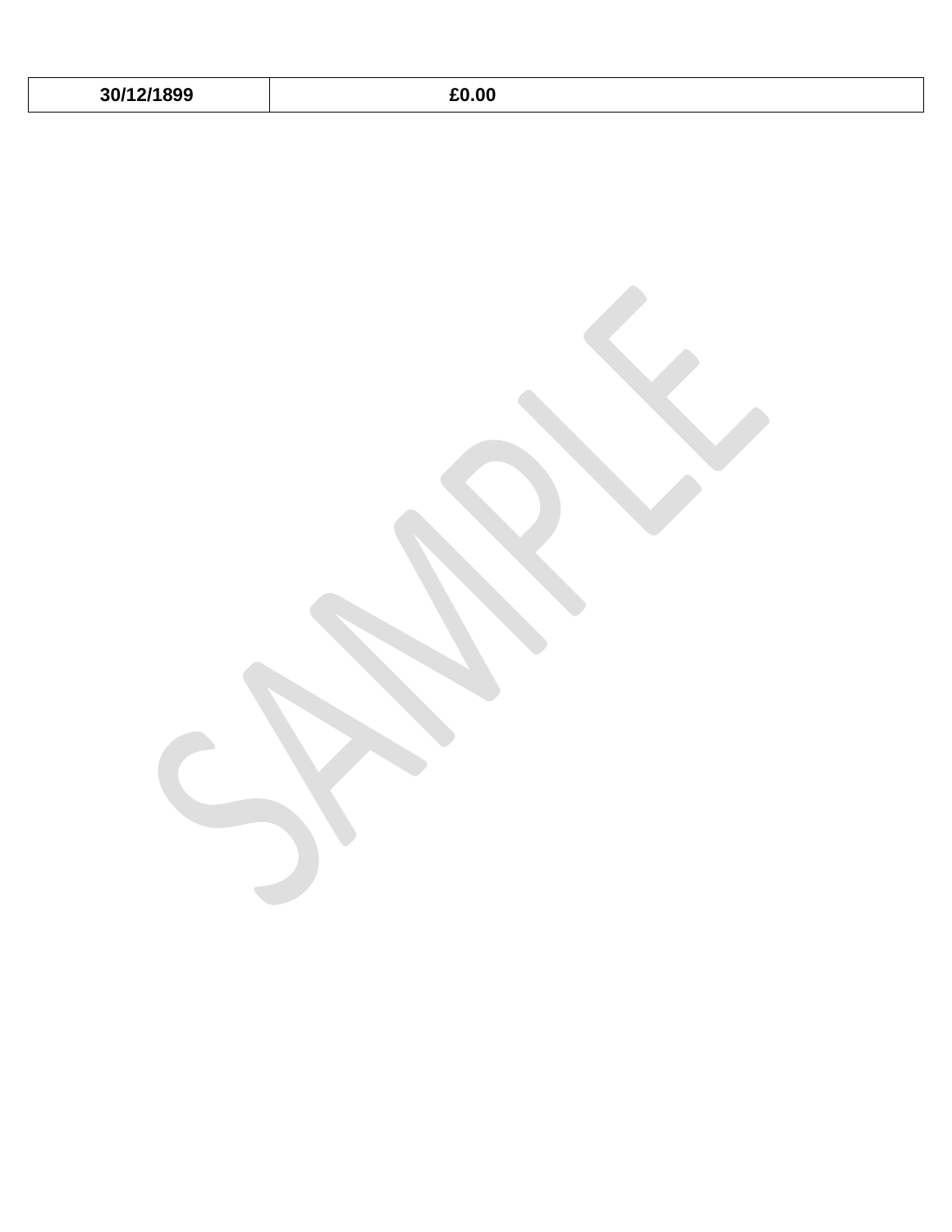| 30/12/1899 | £0.00 |
|---|---|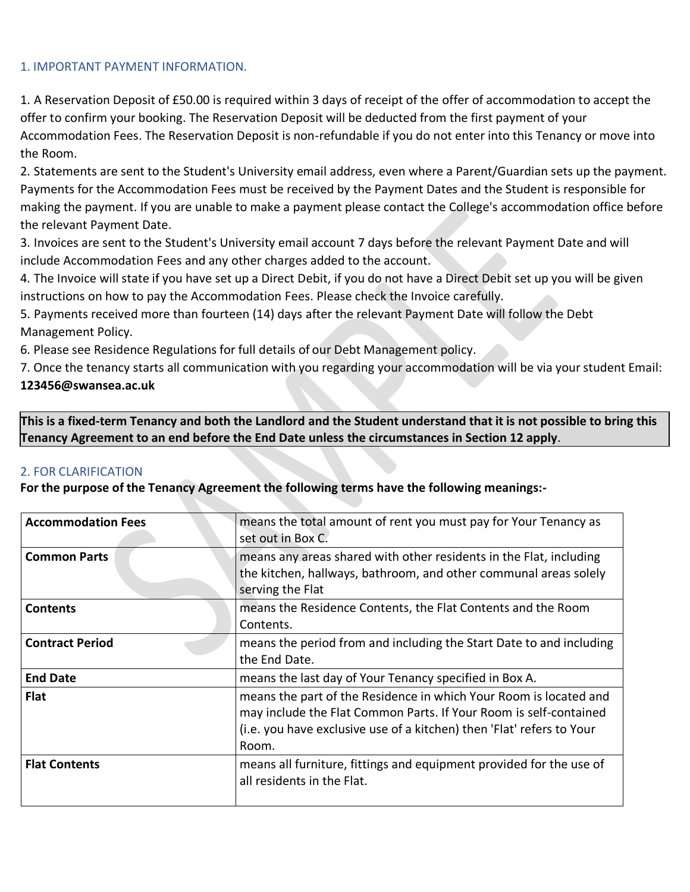## 1. IMPORTANT PAYMENT INFORMATION.

1. A Reservation Deposit of £50.00 is required within 3 days of receipt of the offer of accommodation to accept the offer to confirm your booking. The Reservation Deposit will be deducted from the first payment of your Accommodation Fees. The Reservation Deposit is non-refundable if you do not enter into this Tenancy or move into the Room.
2. Statements are sent to the Student's University email address, even where a Parent/Guardian sets up the payment. Payments for the Accommodation Fees must be received by the Payment Dates and the Student is responsible for making the payment. If you are unable to make a payment please contact the College's accommodation office before the relevant Payment Date.
3. Invoices are sent to the Student's University email account 7 days before the relevant Payment Date and will include Accommodation Fees and any other charges added to the account.
4. The Invoice will state if you have set up a Direct Debit, if you do not have a Direct Debit set up you will be given instructions on how to pay the Accommodation Fees. Please check the Invoice carefully.
5. Payments received more than fourteen (14) days after the relevant Payment Date will follow the Debt Management Policy.
6. Please see Residence Regulations for full details of our Debt Management policy.
7. Once the tenancy starts all communication with you regarding your accommodation will be via your student Email: **123456@swansea.ac.uk**

**This is a fixed-term Tenancy and both the Landlord and the Student understand that it is not possible to bring this Tenancy Agreement to an end before the End Date unless the circumstances in Section 12 apply**.

## 2. FOR CLARIFICATION

**For the purpose of the Tenancy Agreement the following terms have the following meanings:-**

| Term | Meaning |
|---|---|
| **Accommodation Fees** | means the total amount of rent you must pay for Your Tenancy as set out in Box C. |
| **Common Parts** | means any areas shared with other residents in the Flat, including the kitchen, hallways, bathroom, and other communal areas solely serving the Flat |
| **Contents** | means the Residence Contents, the Flat Contents and the Room Contents. |
| **Contract Period** | means the period from and including the Start Date to and including the End Date. |
| **End Date** | means the last day of Your Tenancy specified in Box A. |
| **Flat** | means the part of the Residence in which Your Room is located and may include the Flat Common Parts. If Your Room is self-contained (i.e. you have exclusive use of a kitchen) then 'Flat' refers to Your Room. |
| **Flat Contents** | means all furniture, fittings and equipment provided for the use of all residents in the Flat. |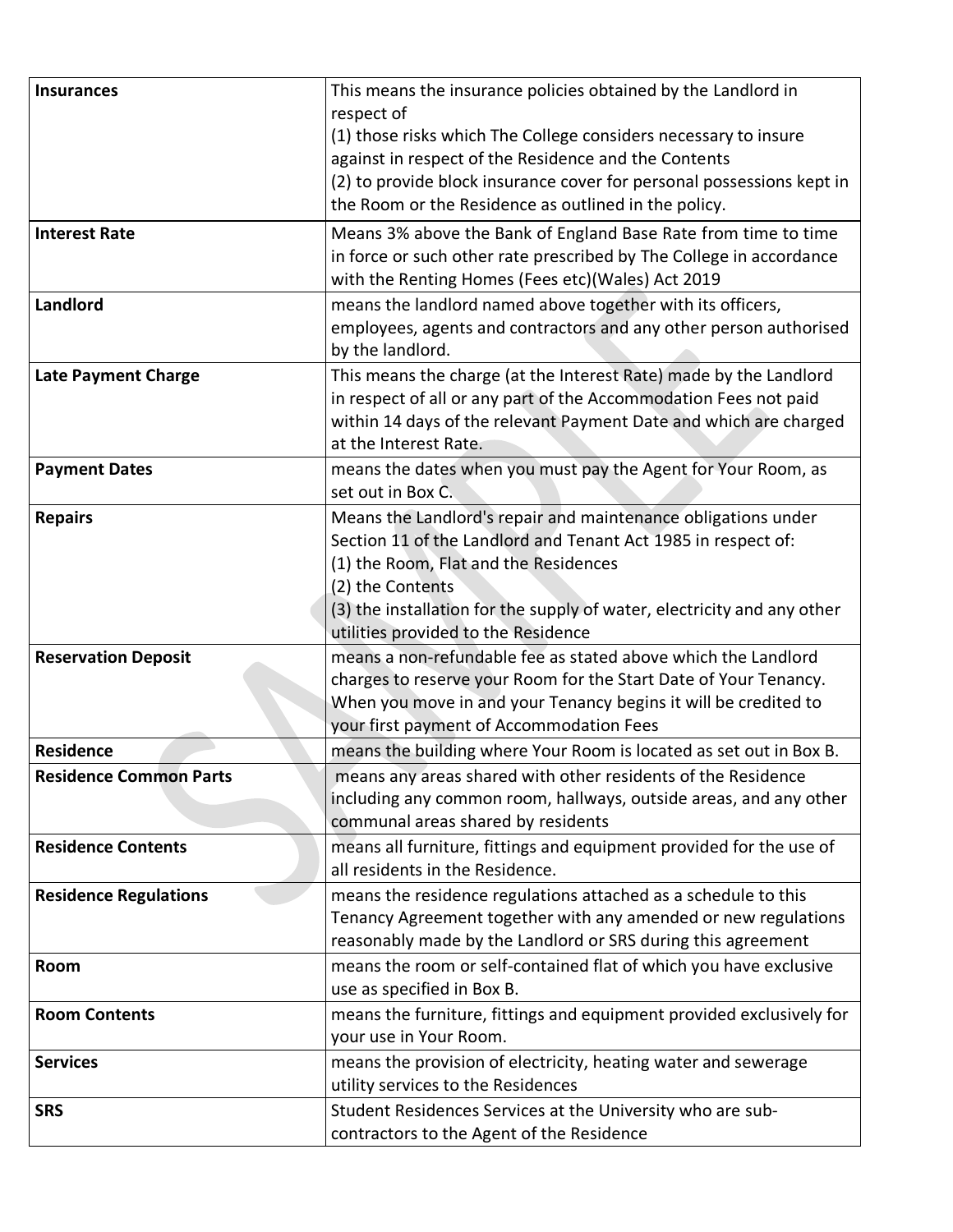| | |
|---|---|
| **Insurances** | This means the insurance policies obtained by the Landlord in respect of<br>(1) those risks which The College considers necessary to insure against in respect of the Residence and the Contents<br>(2) to provide block insurance cover for personal possessions kept in the Room or the Residence as outlined in the policy. |
| **Interest Rate** | Means 3% above the Bank of England Base Rate from time to time in force or such other rate prescribed by The College in accordance with the Renting Homes (Fees etc)(Wales) Act 2019 |
| **Landlord** | means the landlord named above together with its officers, employees, agents and contractors and any other person authorised by the landlord. |
| **Late Payment Charge** | This means the charge (at the Interest Rate) made by the Landlord in respect of all or any part of the Accommodation Fees not paid within 14 days of the relevant Payment Date and which are charged at the Interest Rate. |
| **Payment Dates** | means the dates when you must pay the Agent for Your Room, as set out in Box C. |
| **Repairs** | Means the Landlord's repair and maintenance obligations under Section 11 of the Landlord and Tenant Act 1985 in respect of:<br>(1) the Room, Flat and the Residences<br>(2) the Contents<br>(3) the installation for the supply of water, electricity and any other utilities provided to the Residence |
| **Reservation Deposit** | means a non-refundable fee as stated above which the Landlord charges to reserve your Room for the Start Date of Your Tenancy. When you move in and your Tenancy begins it will be credited to your first payment of Accommodation Fees |
| **Residence** | means the building where Your Room is located as set out in Box B. |
| **Residence Common Parts** | means any areas shared with other residents of the Residence including any common room, hallways, outside areas, and any other communal areas shared by residents |
| **Residence Contents** | means all furniture, fittings and equipment provided for the use of all residents in the Residence. |
| **Residence Regulations** | means the residence regulations attached as a schedule to this Tenancy Agreement together with any amended or new regulations reasonably made by the Landlord or SRS during this agreement |
| **Room** | means the room or self-contained flat of which you have exclusive use as specified in Box B. |
| **Room Contents** | means the furniture, fittings and equipment provided exclusively for your use in Your Room. |
| **Services** | means the provision of electricity, heating water and sewerage utility services to the Residences |
| **SRS** | Student Residences Services at the University who are sub-contractors to the Agent of the Residence |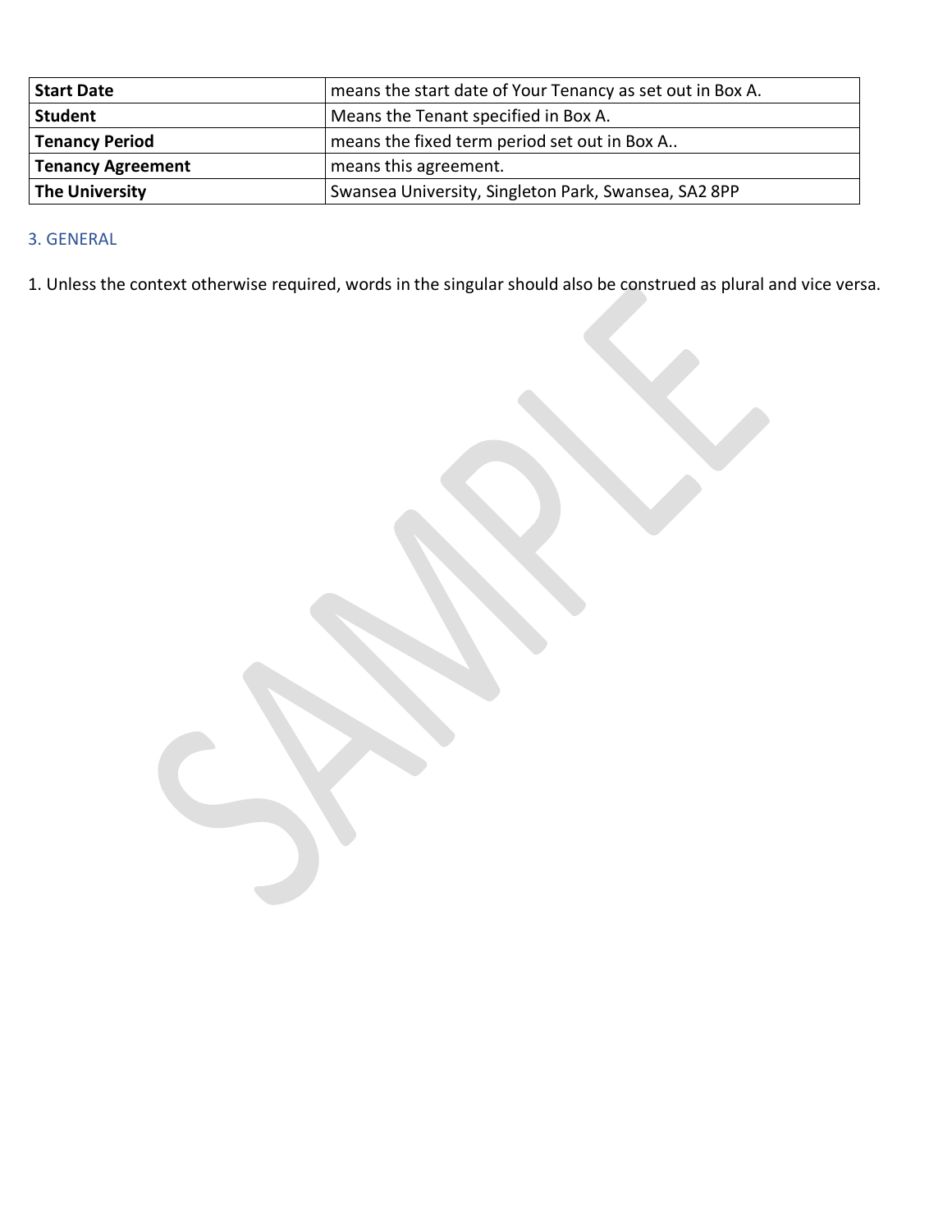| **Start Date** | means the start date of Your Tenancy as set out in Box A. |
|---|---|
| **Student** | Means the Tenant specified in Box A. |
| **Tenancy Period** | means the fixed term period set out in Box A.. |
| **Tenancy Agreement** | means this agreement. |
| **The University** | Swansea University, Singleton Park, Swansea, SA2 8PP |

## 3. GENERAL

1. Unless the context otherwise required, words in the singular should also be construed as plural and vice versa.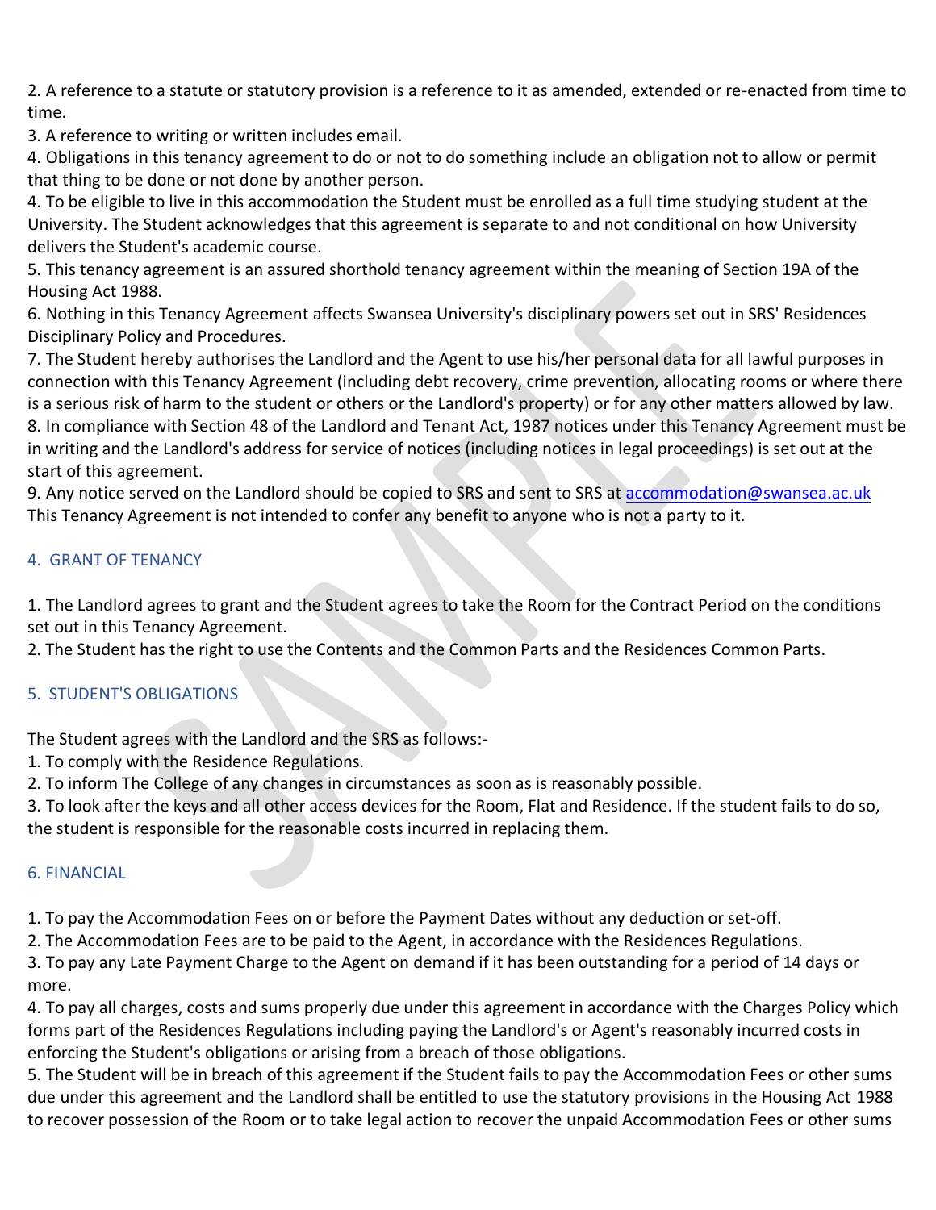2. A reference to a statute or statutory provision is a reference to it as amended, extended or re-enacted from time to time.
3. A reference to writing or written includes email.
4. Obligations in this tenancy agreement to do or not to do something include an obligation not to allow or permit that thing to be done or not done by another person.
4. To be eligible to live in this accommodation the Student must be enrolled as a full time studying student at the University. The Student acknowledges that this agreement is separate to and not conditional on how University delivers the Student's academic course.
5. This tenancy agreement is an assured shorthold tenancy agreement within the meaning of Section 19A of the Housing Act 1988.
6. Nothing in this Tenancy Agreement affects Swansea University's disciplinary powers set out in SRS' Residences Disciplinary Policy and Procedures.
7. The Student hereby authorises the Landlord and the Agent to use his/her personal data for all lawful purposes in connection with this Tenancy Agreement (including debt recovery, crime prevention, allocating rooms or where there is a serious risk of harm to the student or others or the Landlord's property) or for any other matters allowed by law.
8. In compliance with Section 48 of the Landlord and Tenant Act, 1987 notices under this Tenancy Agreement must be in writing and the Landlord's address for service of notices (including notices in legal proceedings) is set out at the start of this agreement.
9. Any notice served on the Landlord should be copied to SRS and sent to SRS at accommodation@swansea.ac.uk
This Tenancy Agreement is not intended to confer any benefit to anyone who is not a party to it.

## 4. GRANT OF TENANCY

1. The Landlord agrees to grant and the Student agrees to take the Room for the Contract Period on the conditions set out in this Tenancy Agreement.
2. The Student has the right to use the Contents and the Common Parts and the Residences Common Parts.

## 5. STUDENT'S OBLIGATIONS

The Student agrees with the Landlord and the SRS as follows:-
1. To comply with the Residence Regulations.
2. To inform The College of any changes in circumstances as soon as is reasonably possible.
3. To look after the keys and all other access devices for the Room, Flat and Residence. If the student fails to do so, the student is responsible for the reasonable costs incurred in replacing them.

## 6. FINANCIAL

1. To pay the Accommodation Fees on or before the Payment Dates without any deduction or set-off.
2. The Accommodation Fees are to be paid to the Agent, in accordance with the Residences Regulations.
3. To pay any Late Payment Charge to the Agent on demand if it has been outstanding for a period of 14 days or more.
4. To pay all charges, costs and sums properly due under this agreement in accordance with the Charges Policy which forms part of the Residences Regulations including paying the Landlord's or Agent's reasonably incurred costs in enforcing the Student's obligations or arising from a breach of those obligations.
5. The Student will be in breach of this agreement if the Student fails to pay the Accommodation Fees or other sums due under this agreement and the Landlord shall be entitled to use the statutory provisions in the Housing Act 1988 to recover possession of the Room or to take legal action to recover the unpaid Accommodation Fees or other sums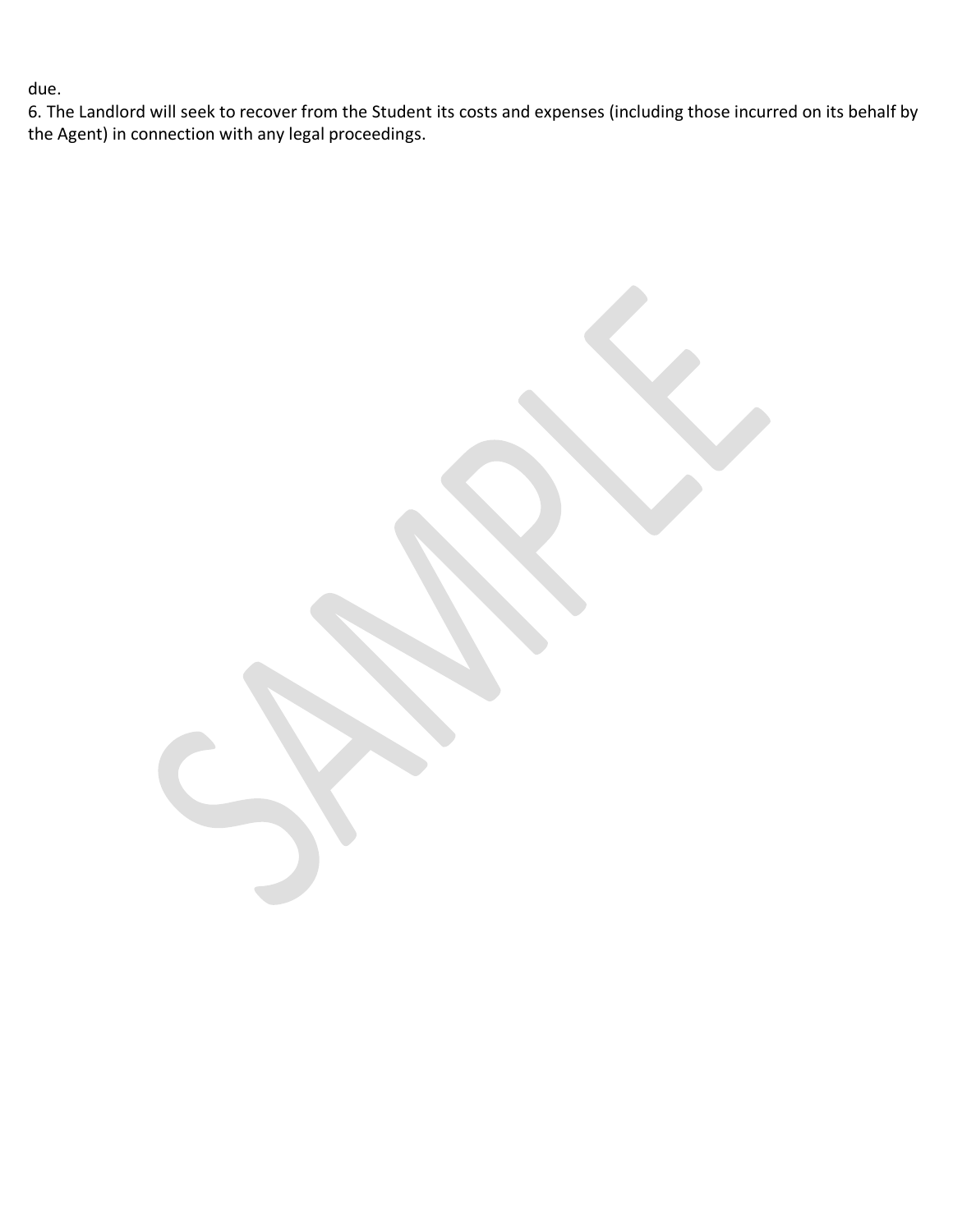due.

6. The Landlord will seek to recover from the Student its costs and expenses (including those incurred on its behalf by the Agent) in connection with any legal proceedings.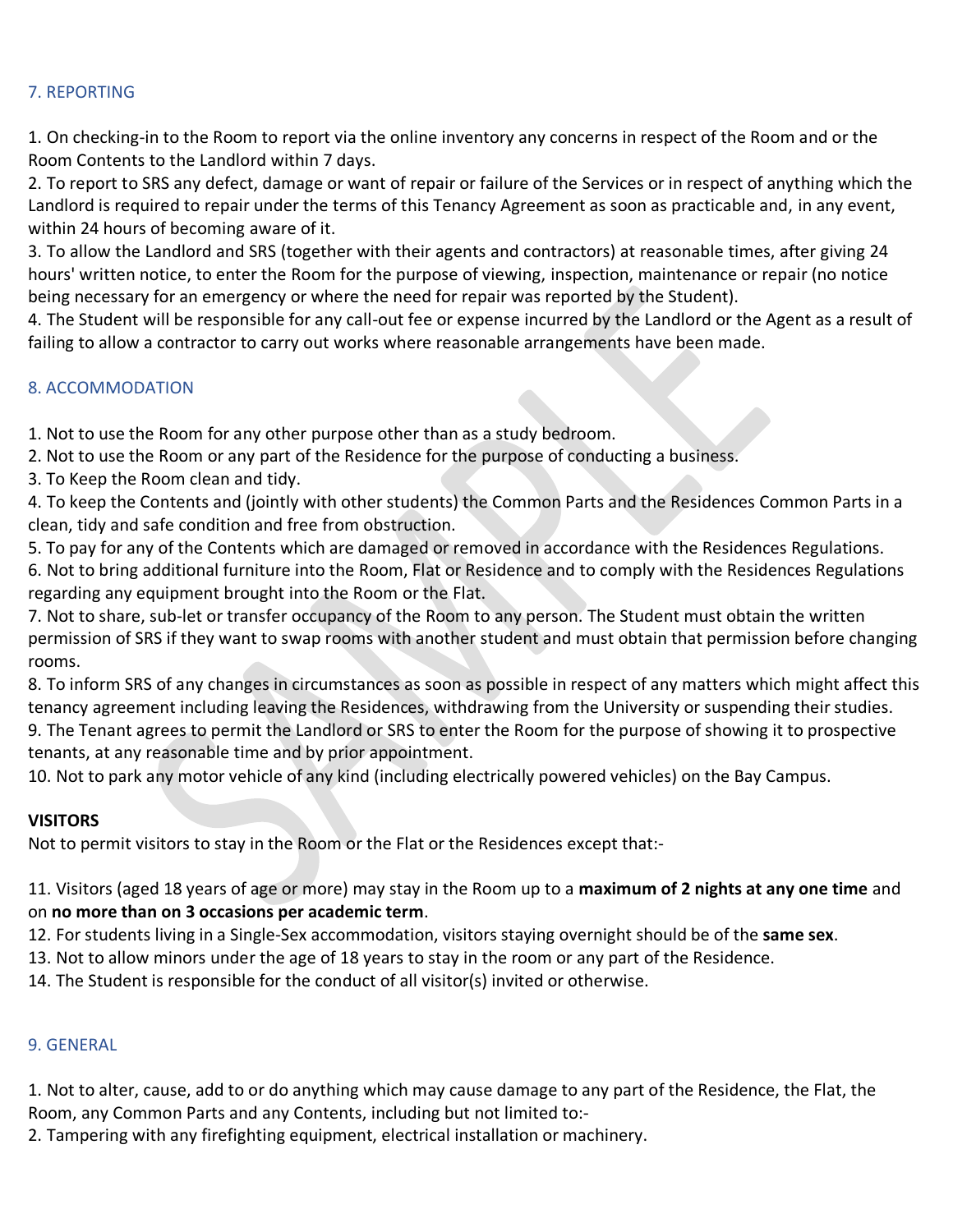## 7. REPORTING

1. On checking-in to the Room to report via the online inventory any concerns in respect of the Room and or the Room Contents to the Landlord within 7 days.
2. To report to SRS any defect, damage or want of repair or failure of the Services or in respect of anything which the Landlord is required to repair under the terms of this Tenancy Agreement as soon as practicable and, in any event, within 24 hours of becoming aware of it.
3. To allow the Landlord and SRS (together with their agents and contractors) at reasonable times, after giving 24 hours' written notice, to enter the Room for the purpose of viewing, inspection, maintenance or repair (no notice being necessary for an emergency or where the need for repair was reported by the Student).
4. The Student will be responsible for any call-out fee or expense incurred by the Landlord or the Agent as a result of failing to allow a contractor to carry out works where reasonable arrangements have been made.

## 8. ACCOMMODATION

1. Not to use the Room for any other purpose other than as a study bedroom.
2. Not to use the Room or any part of the Residence for the purpose of conducting a business.
3. To Keep the Room clean and tidy.
4. To keep the Contents and (jointly with other students) the Common Parts and the Residences Common Parts in a clean, tidy and safe condition and free from obstruction.
5. To pay for any of the Contents which are damaged or removed in accordance with the Residences Regulations.
6. Not to bring additional furniture into the Room, Flat or Residence and to comply with the Residences Regulations regarding any equipment brought into the Room or the Flat.
7. Not to share, sub-let or transfer occupancy of the Room to any person. The Student must obtain the written permission of SRS if they want to swap rooms with another student and must obtain that permission before changing rooms.
8. To inform SRS of any changes in circumstances as soon as possible in respect of any matters which might affect this tenancy agreement including leaving the Residences, withdrawing from the University or suspending their studies.
9. The Tenant agrees to permit the Landlord or SRS to enter the Room for the purpose of showing it to prospective tenants, at any reasonable time and by prior appointment.
10. Not to park any motor vehicle of any kind (including electrically powered vehicles) on the Bay Campus.

**VISITORS**

Not to permit visitors to stay in the Room or the Flat or the Residences except that:-

11. Visitors (aged 18 years of age or more) may stay in the Room up to a **maximum of 2 nights at any one time** and on **no more than on 3 occasions per academic term**.
12. For students living in a Single-Sex accommodation, visitors staying overnight should be of the **same sex**.
13. Not to allow minors under the age of 18 years to stay in the room or any part of the Residence.
14. The Student is responsible for the conduct of all visitor(s) invited or otherwise.

## 9. GENERAL

1. Not to alter, cause, add to or do anything which may cause damage to any part of the Residence, the Flat, the Room, any Common Parts and any Contents, including but not limited to:-
2. Tampering with any firefighting equipment, electrical installation or machinery.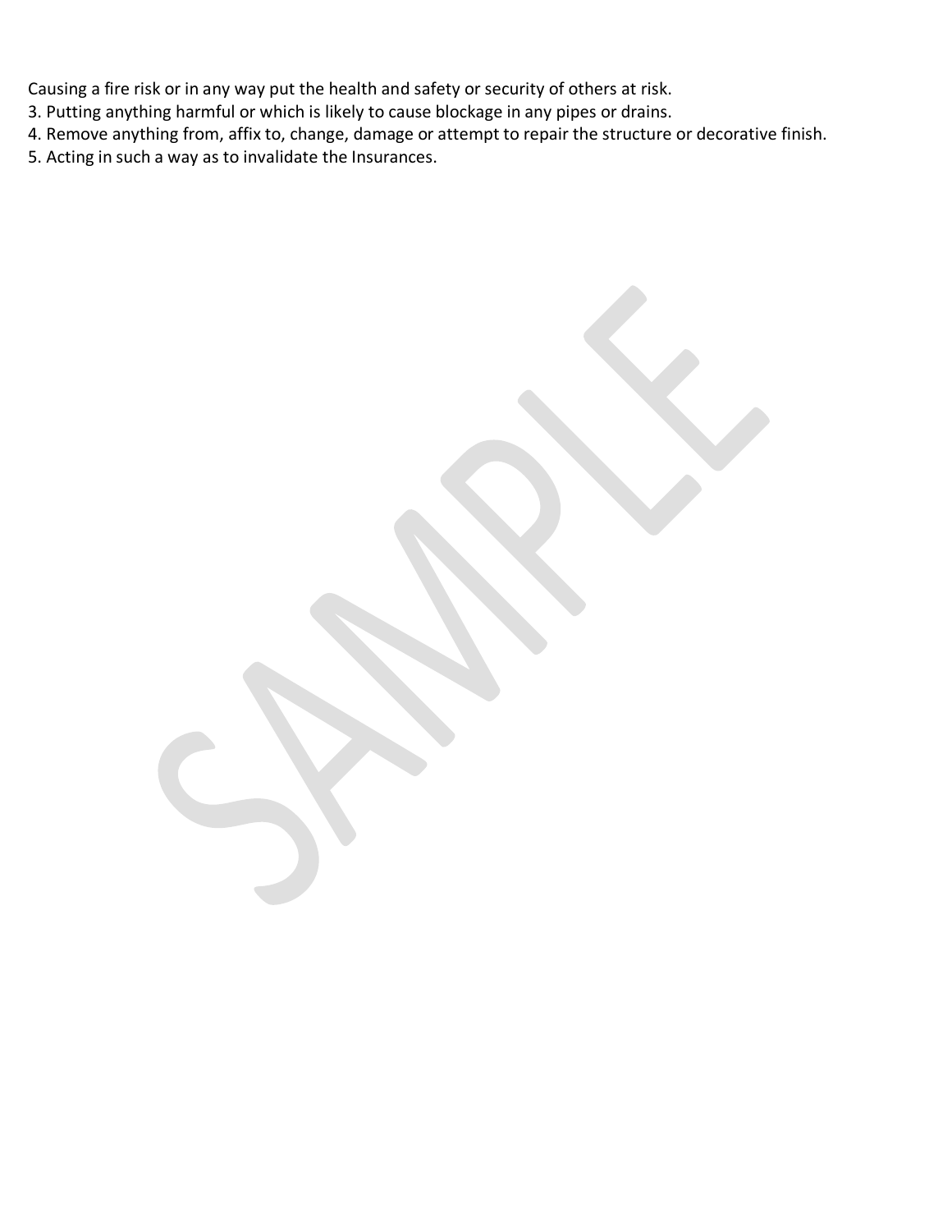Causing a fire risk or in any way put the health and safety or security of others at risk.

3. Putting anything harmful or which is likely to cause blockage in any pipes or drains.
4. Remove anything from, affix to, change, damage or attempt to repair the structure or decorative finish.
5. Acting in such a way as to invalidate the Insurances.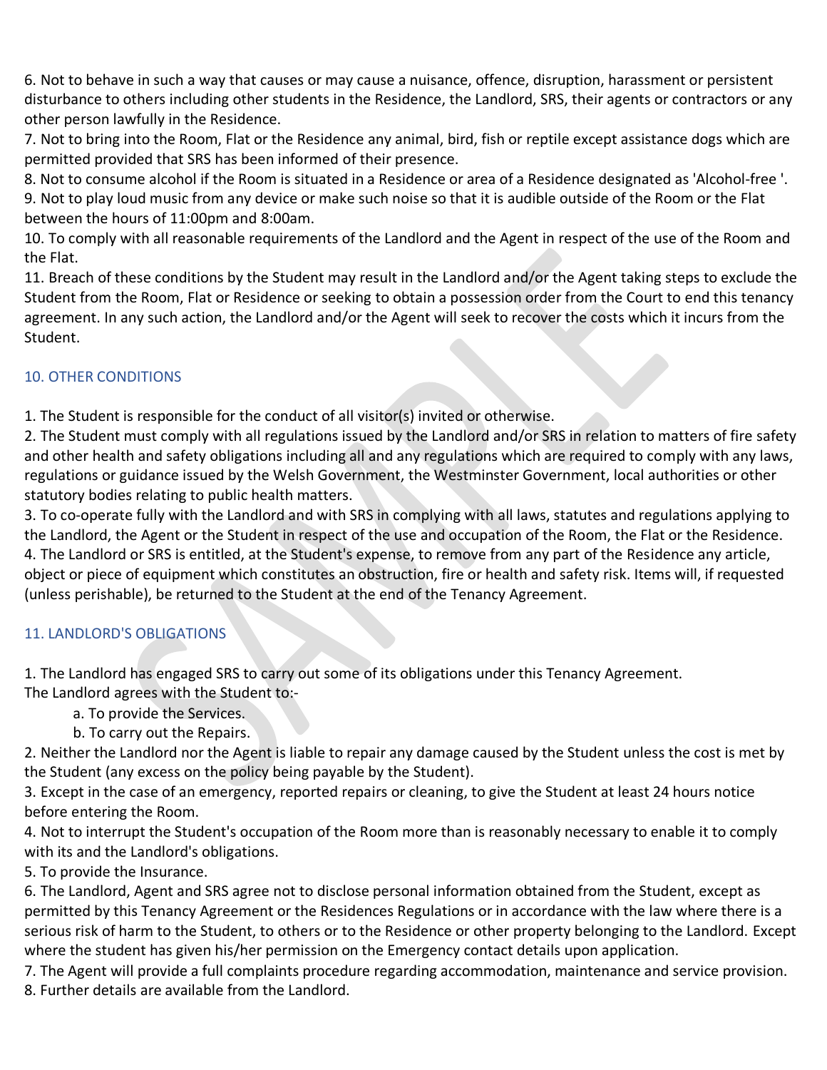6. Not to behave in such a way that causes or may cause a nuisance, offence, disruption, harassment or persistent disturbance to others including other students in the Residence, the Landlord, SRS, their agents or contractors or any other person lawfully in the Residence.
7. Not to bring into the Room, Flat or the Residence any animal, bird, fish or reptile except assistance dogs which are permitted provided that SRS has been informed of their presence.
8. Not to consume alcohol if the Room is situated in a Residence or area of a Residence designated as 'Alcohol-free '.
9. Not to play loud music from any device or make such noise so that it is audible outside of the Room or the Flat between the hours of 11:00pm and 8:00am.
10. To comply with all reasonable requirements of the Landlord and the Agent in respect of the use of the Room and the Flat.
11. Breach of these conditions by the Student may result in the Landlord and/or the Agent taking steps to exclude the Student from the Room, Flat or Residence or seeking to obtain a possession order from the Court to end this tenancy agreement. In any such action, the Landlord and/or the Agent will seek to recover the costs which it incurs from the Student.

## 10. OTHER CONDITIONS

1. The Student is responsible for the conduct of all visitor(s) invited or otherwise.
2. The Student must comply with all regulations issued by the Landlord and/or SRS in relation to matters of fire safety and other health and safety obligations including all and any regulations which are required to comply with any laws, regulations or guidance issued by the Welsh Government, the Westminster Government, local authorities or other statutory bodies relating to public health matters.
3. To co-operate fully with the Landlord and with SRS in complying with all laws, statutes and regulations applying to the Landlord, the Agent or the Student in respect of the use and occupation of the Room, the Flat or the Residence.
4. The Landlord or SRS is entitled, at the Student's expense, to remove from any part of the Residence any article, object or piece of equipment which constitutes an obstruction, fire or health and safety risk. Items will, if requested (unless perishable), be returned to the Student at the end of the Tenancy Agreement.

## 11. LANDLORD'S OBLIGATIONS

1. The Landlord has engaged SRS to carry out some of its obligations under this Tenancy Agreement.
The Landlord agrees with the Student to:-
    a. To provide the Services.
    b. To carry out the Repairs.
2. Neither the Landlord nor the Agent is liable to repair any damage caused by the Student unless the cost is met by the Student (any excess on the policy being payable by the Student).
3. Except in the case of an emergency, reported repairs or cleaning, to give the Student at least 24 hours notice before entering the Room.
4. Not to interrupt the Student's occupation of the Room more than is reasonably necessary to enable it to comply with its and the Landlord's obligations.
5. To provide the Insurance.
6. The Landlord, Agent and SRS agree not to disclose personal information obtained from the Student, except as permitted by this Tenancy Agreement or the Residences Regulations or in accordance with the law where there is a serious risk of harm to the Student, to others or to the Residence or other property belonging to the Landlord. Except where the student has given his/her permission on the Emergency contact details upon application.
7. The Agent will provide a full complaints procedure regarding accommodation, maintenance and service provision.
8. Further details are available from the Landlord.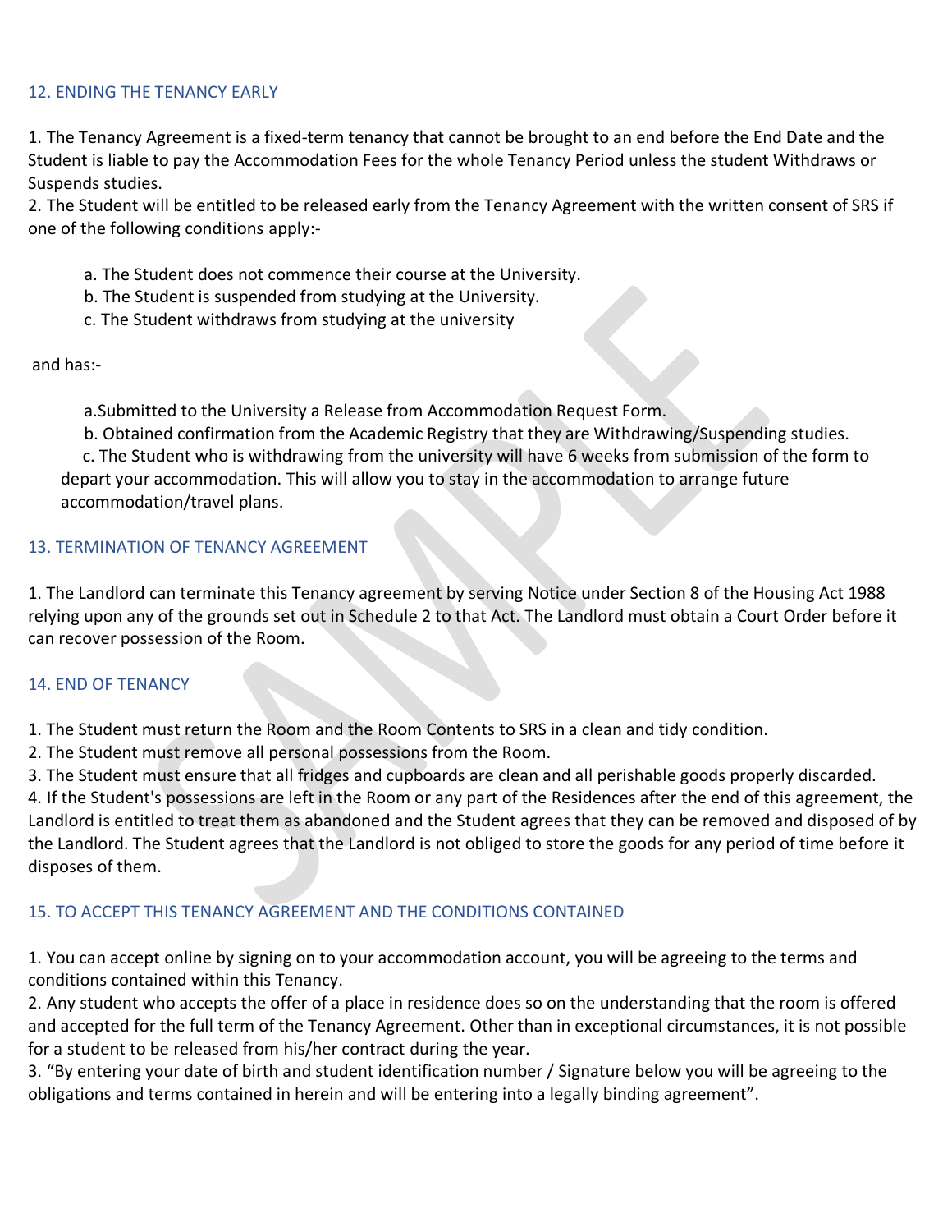## 12. ENDING THE TENANCY EARLY

1. The Tenancy Agreement is a fixed-term tenancy that cannot be brought to an end before the End Date and the Student is liable to pay the Accommodation Fees for the whole Tenancy Period unless the student Withdraws or Suspends studies.
2. The Student will be entitled to be released early from the Tenancy Agreement with the written consent of SRS if one of the following conditions apply:-

    a. The Student does not commence their course at the University.
    b. The Student is suspended from studying at the University.
    c. The Student withdraws from studying at the university

and has:-

    a. Submitted to the University a Release from Accommodation Request Form.
    b. Obtained confirmation from the Academic Registry that they are Withdrawing/Suspending studies.
    c. The Student who is withdrawing from the university will have 6 weeks from submission of the form to depart your accommodation. This will allow you to stay in the accommodation to arrange future accommodation/travel plans.

## 13. TERMINATION OF TENANCY AGREEMENT

1. The Landlord can terminate this Tenancy agreement by serving Notice under Section 8 of the Housing Act 1988 relying upon any of the grounds set out in Schedule 2 to that Act. The Landlord must obtain a Court Order before it can recover possession of the Room.

## 14. END OF TENANCY

1. The Student must return the Room and the Room Contents to SRS in a clean and tidy condition.
2. The Student must remove all personal possessions from the Room.
3. The Student must ensure that all fridges and cupboards are clean and all perishable goods properly discarded.
4. If the Student's possessions are left in the Room or any part of the Residences after the end of this agreement, the Landlord is entitled to treat them as abandoned and the Student agrees that they can be removed and disposed of by the Landlord. The Student agrees that the Landlord is not obliged to store the goods for any period of time before it disposes of them.

## 15. TO ACCEPT THIS TENANCY AGREEMENT AND THE CONDITIONS CONTAINED

1. You can accept online by signing on to your accommodation account, you will be agreeing to the terms and conditions contained within this Tenancy.
2. Any student who accepts the offer of a place in residence does so on the understanding that the room is offered and accepted for the full term of the Tenancy Agreement. Other than in exceptional circumstances, it is not possible for a student to be released from his/her contract during the year.
3. "By entering your date of birth and student identification number / Signature below you will be agreeing to the obligations and terms contained in herein and will be entering into a legally binding agreement".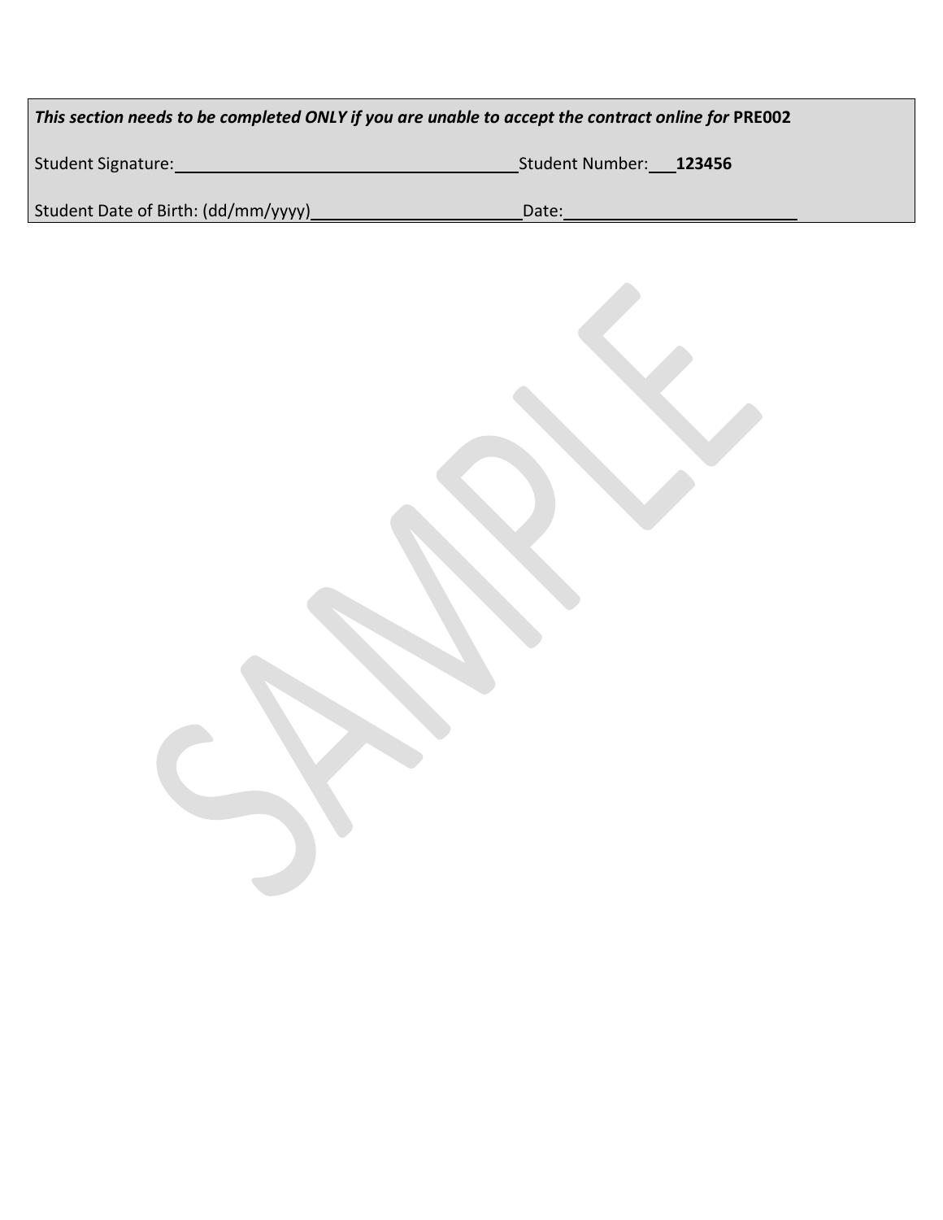***This section needs to be completed ONLY if you are unable to accept the contract online for* PRE002**

Student Signature:______________________________________ Student Number: **123456**

Student Date of Birth: (dd/mm/yyyy)________________________ Date:___________________________

SAMPLE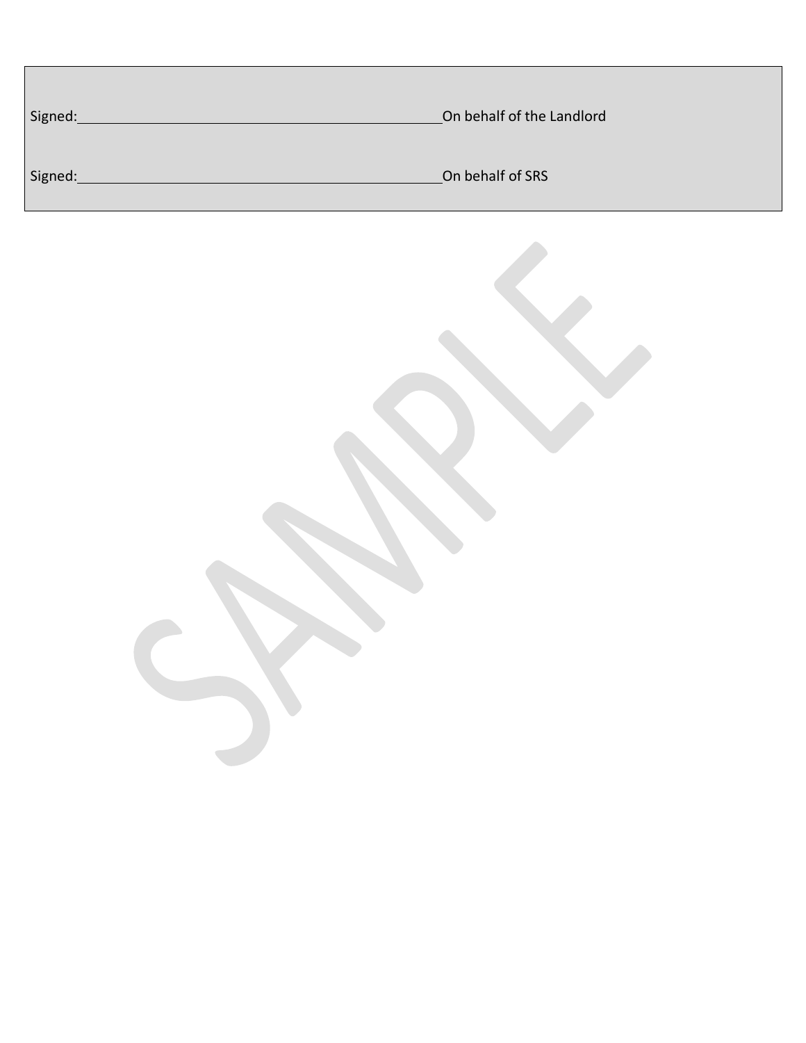Signed: ______________________________________________ On behalf of the Landlord

Signed: ______________________________________________ On behalf of SRS

SAMPLE